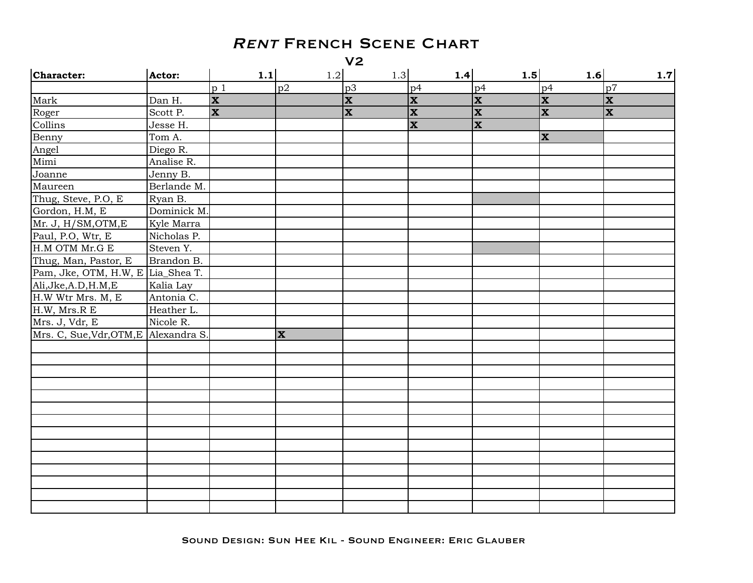# *Rent* French Scene Chart

## V2

| Character: | Actor: | 1.1 | 1.2 | 1.3 | 1.4 | 1.5 | 1.6 | 1.7 |
|---|---|---|---|---|---|---|---|---|
| | | p 1 | p2 | p3 | p4 | p4 | p4 | p7 |
| Mark | Dan H. | X | | X | X | X | X | X |
| Roger | Scott P. | X | | X | X | X | X | X |
| Collins | Jesse H. | | | | X | X | | |
| Benny | Tom A. | | | | | | X | |
| Angel | Diego R. | | | | | | | |
| Mimi | Analise R. | | | | | | | |
| Joanne | Jenny B. | | | | | | | |
| Maureen | Berlande M. | | | | | | | |
| Thug, Steve, P.O, E | Ryan B. | | | | | | | |
| Gordon, H.M, E | Dominick M. | | | | | | | |
| Mr. J, H/SM,OTM,E | Kyle Marra | | | | | | | |
| Paul, P.O, Wtr, E | Nicholas P. | | | | | | | |
| H.M OTM Mr.G E | Steven Y. | | | | | | | |
| Thug, Man, Pastor, E | Brandon B. | | | | | | | |
| Pam, Jke, OTM, H.W, E | Lia_Shea T. | | | | | | | |
| Ali,Jke,A.D,H.M,E | Kalia Lay | | | | | | | |
| H.W Wtr Mrs. M, E | Antonia C. | | | | | | | |
| H.W, Mrs.R E | Heather L. | | | | | | | |
| Mrs. J, Vdr, E | Nicole R. | | | | | | | |
| Mrs. C, Sue,Vdr,OTM,E | Alexandra S. | | X | | | | | |

Sound Design: Sun Hee Kil - Sound Engineer: Eric Glauber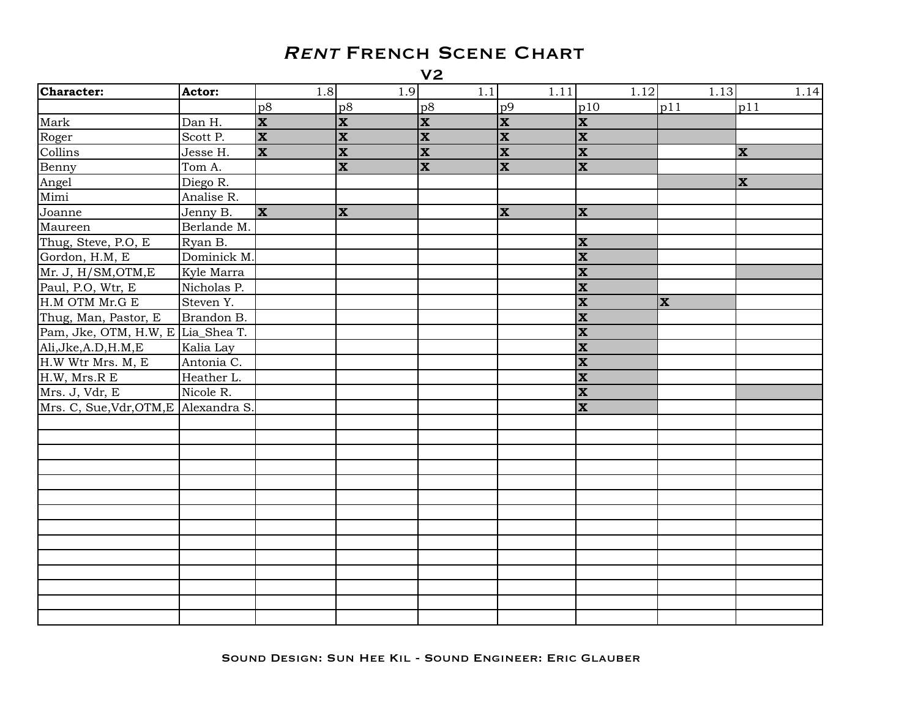# *RENT* FRENCH SCENE CHART

## V2

| Character: | Actor: | 1.8 | 1.9 | 1.1 | 1.11 | 1.12 | 1.13 | 1.14 |
|---|---|---|---|---|---|---|---|---|
| | | p8 | p8 | p8 | p9 | p10 | p11 | p11 |
| Mark | Dan H. | **X** | **X** | **X** | **X** | **X** | | |
| Roger | Scott P. | **X** | **X** | **X** | **X** | **X** | | |
| Collins | Jesse H. | **X** | **X** | **X** | **X** | **X** | | **X** |
| Benny | Tom A. | | **X** | **X** | **X** | **X** | | |
| Angel | Diego R. | | | | | | | **X** |
| Mimi | Analise R. | | | | | | | |
| Joanne | Jenny B. | **X** | **X** | | **X** | **X** | | |
| Maureen | Berlande M. | | | | | | | |
| Thug, Steve, P.O, E | Ryan B. | | | | | **X** | | |
| Gordon, H.M, E | Dominick M. | | | | | **X** | | |
| Mr. J, H/SM,OTM,E | Kyle Marra | | | | | **X** | | |
| Paul, P.O, Wtr, E | Nicholas P. | | | | | **X** | | |
| H.M OTM Mr.G E | Steven Y. | | | | | **X** | **X** | |
| Thug, Man, Pastor, E | Brandon B. | | | | | **X** | | |
| Pam, Jke, OTM, H.W, E | Lia_Shea T. | | | | | **X** | | |
| Ali,Jke,A.D,H.M,E | Kalia Lay | | | | | **X** | | |
| H.W Wtr Mrs. M, E | Antonia C. | | | | | **X** | | |
| H.W, Mrs.R E | Heather L. | | | | | **X** | | |
| Mrs. J, Vdr, E | Nicole R. | | | | | **X** | | |
| Mrs. C, Sue,Vdr,OTM,E | Alexandra S. | | | | | **X** | | |

Sound Design: Sun Hee Kil - Sound Engineer: Eric Glauber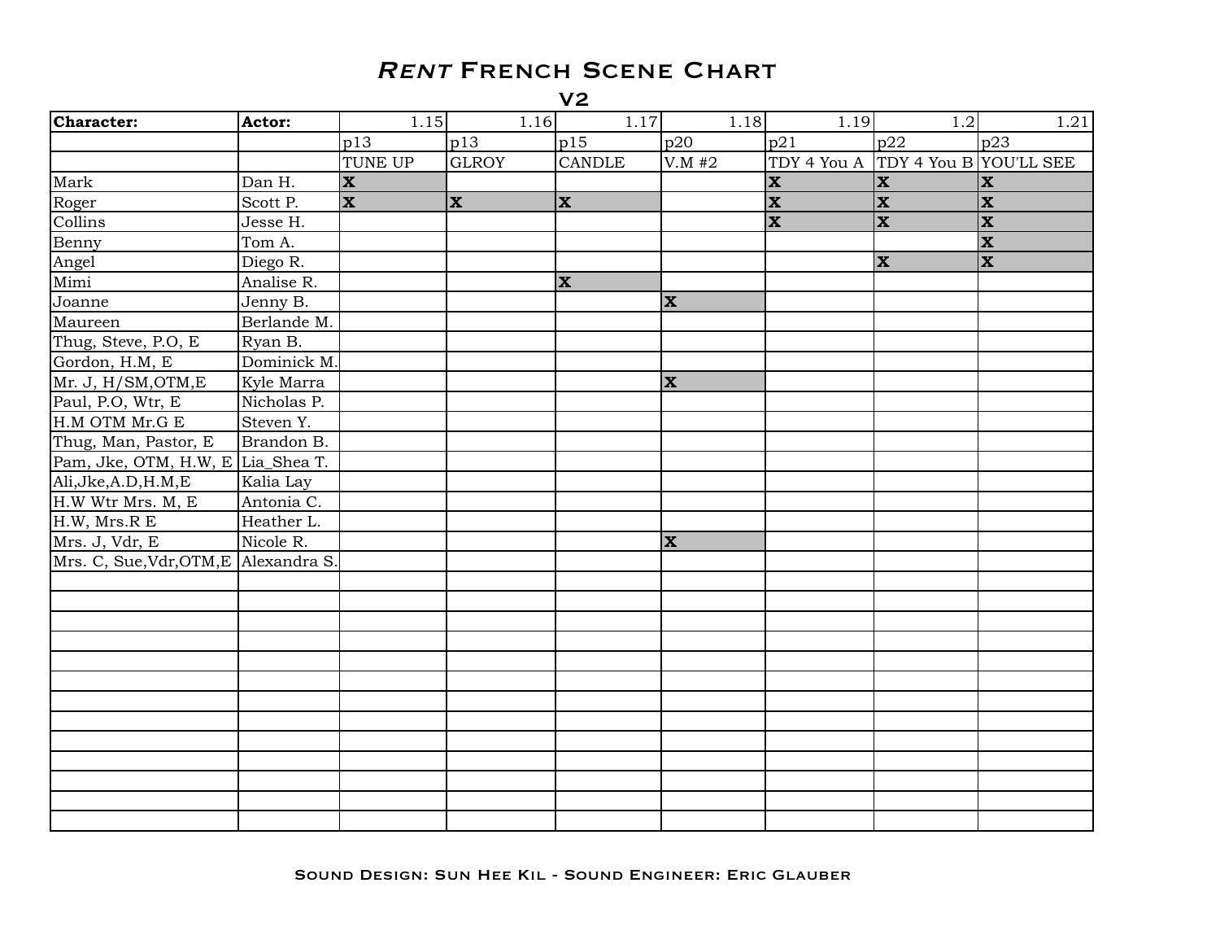# *Rent* French Scene Chart

## V2

| Character: | Actor: | 1.15 | 1.16 | 1.17 | 1.18 | 1.19 | 1.2 | 1.21 |
|---|---|---|---|---|---|---|---|---|
| | | p13 | p13 | p15 | p20 | p21 | p22 | p23 |
| | | TUNE UP | GLROY | CANDLE | V.M #2 | TDY 4 You A | TDY 4 You B | YOU'LL SEE |
| Mark | Dan H. | X | | | | X | X | X |
| Roger | Scott P. | X | X | X | | X | X | X |
| Collins | Jesse H. | | | | | X | X | X |
| Benny | Tom A. | | | | | | | X |
| Angel | Diego R. | | | | | | X | X |
| Mimi | Analise R. | | | X | | | | |
| Joanne | Jenny B. | | | | X | | | |
| Maureen | Berlande M. | | | | | | | |
| Thug, Steve, P.O, E | Ryan B. | | | | | | | |
| Gordon, H.M, E | Dominick M. | | | | | | | |
| Mr. J, H/SM,OTM,E | Kyle Marra | | | | X | | | |
| Paul, P.O, Wtr, E | Nicholas P. | | | | | | | |
| H.M OTM Mr.G E | Steven Y. | | | | | | | |
| Thug, Man, Pastor, E | Brandon B. | | | | | | | |
| Pam, Jke, OTM, H.W, E | Lia_Shea T. | | | | | | | |
| Ali,Jke,A.D,H.M,E | Kalia Lay | | | | | | | |
| H.W Wtr Mrs. M, E | Antonia C. | | | | | | | |
| H.W, Mrs.R E | Heather L. | | | | | | | |
| Mrs. J, Vdr, E | Nicole R. | | | | X | | | |
| Mrs. C, Sue,Vdr,OTM,E | Alexandra S. | | | | | | | |
| | | | | | | | | |
| | | | | | | | | |
| | | | | | | | | |
| | | | | | | | | |
| | | | | | | | | |
| | | | | | | | | |
| | | | | | | | | |
| | | | | | | | | |
| | | | | | | | | |
| | | | | | | | | |
| | | | | | | | | |
| | | | | | | | | |
| | | | | | | | | |

Sound Design: Sun Hee Kil - Sound Engineer: Eric Glauber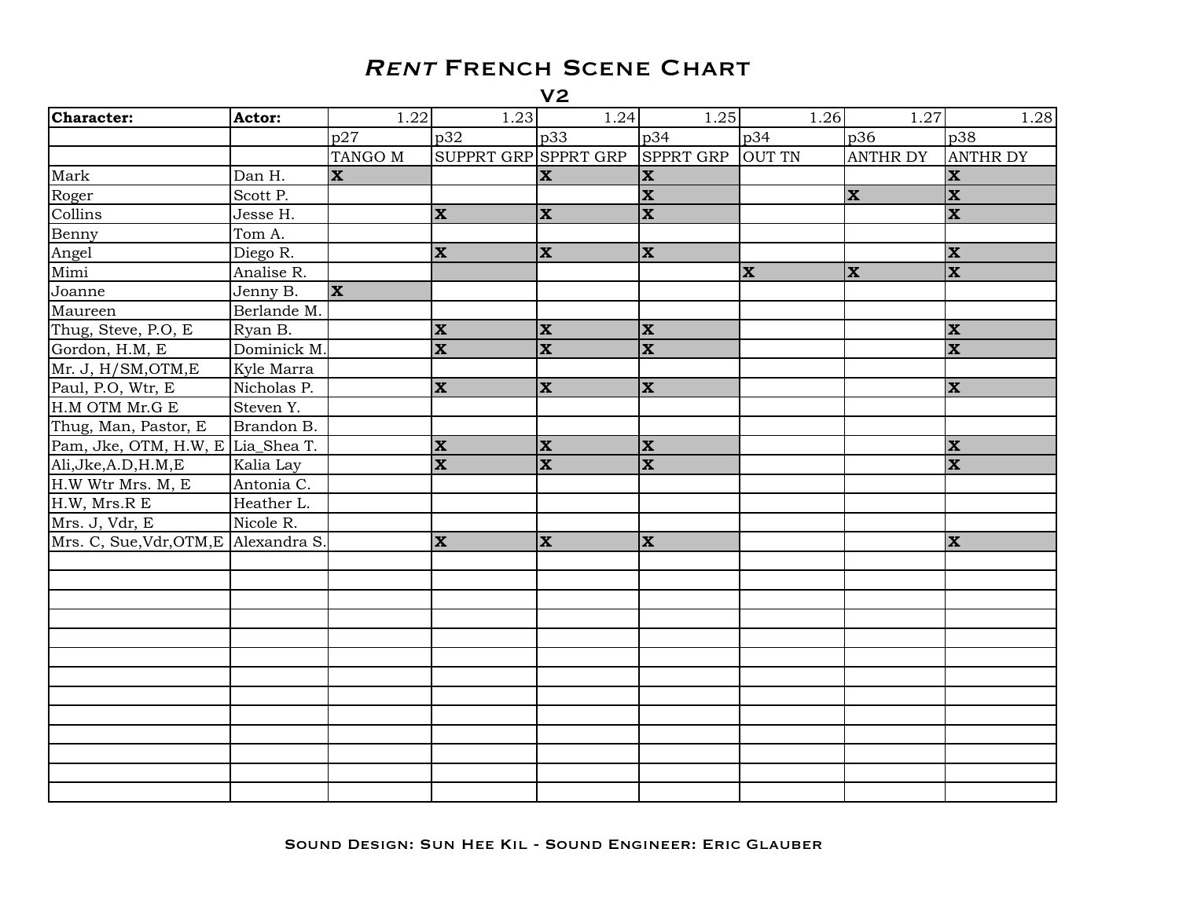# *Rent* French Scene Chart

## V2

| Character: | Actor: | 1.22 | 1.23 | 1.24 | 1.25 | 1.26 | 1.27 | 1.28 |
|---|---|---|---|---|---|---|---|---|
| | | p27 | p32 | p33 | p34 | p34 | p36 | p38 |
| | | TANGO M | SUPPRT GRP | SPPRT GRP | SPPRT GRP | OUT TN | ANTHR DY | ANTHR DY |
| Mark | Dan H. | X | | X | X | | | X |
| Roger | Scott P. | | | | X | | X | X |
| Collins | Jesse H. | | X | X | X | | | X |
| Benny | Tom A. | | | | | | | |
| Angel | Diego R. | | X | X | X | | | X |
| Mimi | Analise R. | | | | | X | X | X |
| Joanne | Jenny B. | X | | | | | | |
| Maureen | Berlande M. | | | | | | | |
| Thug, Steve, P.O, E | Ryan B. | | X | X | X | | | X |
| Gordon, H.M, E | Dominick M. | | X | X | X | | | X |
| Mr. J, H/SM,OTM,E | Kyle Marra | | | | | | | |
| Paul, P.O, Wtr, E | Nicholas P. | | X | X | X | | | X |
| H.M OTM Mr.G E | Steven Y. | | | | | | | |
| Thug, Man, Pastor, E | Brandon B. | | | | | | | |
| Pam, Jke, OTM, H.W, E | Lia_Shea T. | | X | X | X | | | X |
| Ali,Jke,A.D,H.M,E | Kalia Lay | | X | X | X | | | X |
| H.W Wtr Mrs. M, E | Antonia C. | | | | | | | |
| H.W, Mrs.R E | Heather L. | | | | | | | |
| Mrs. J, Vdr, E | Nicole R. | | | | | | | |
| Mrs. C, Sue,Vdr,OTM,E | Alexandra S. | | X | X | X | | | X |
| | | | | | | | | |
| | | | | | | | | |
| | | | | | | | | |
| | | | | | | | | |
| | | | | | | | | |
| | | | | | | | | |
| | | | | | | | | |
| | | | | | | | | |
| | | | | | | | | |
| | | | | | | | | |
| | | | | | | | | |
| | | | | | | | | |
| | | | | | | | | |

Sound Design: Sun Hee Kil - Sound Engineer: Eric Glauber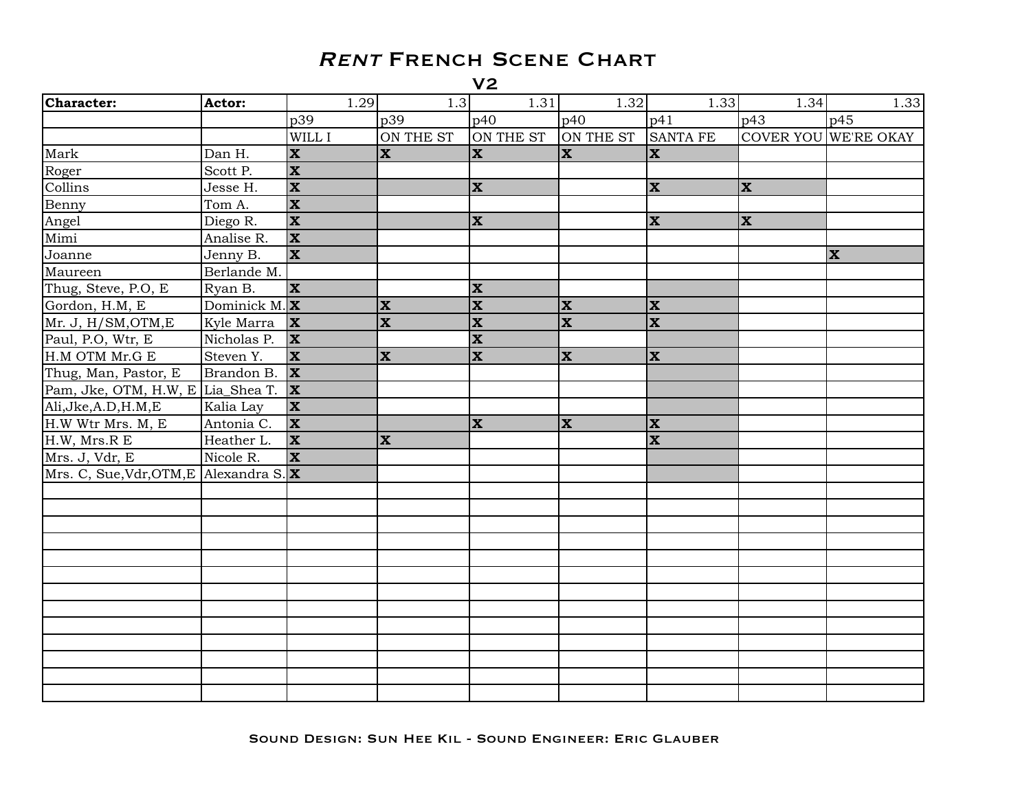# *Rent* French Scene Chart

## V2

| Character: | Actor: | 1.29 | 1.3 | 1.31 | 1.32 | 1.33 | 1.34 | 1.33 |
|---|---|---|---|---|---|---|---|---|
| | | p39 | p39 | p40 | p40 | p41 | p43 | p45 |
| | | WILL I | ON THE ST | ON THE ST | ON THE ST | SANTA FE | COVER YOU | WE'RE OKAY |
| Mark | Dan H. | X | X | X | X | X | | |
| Roger | Scott P. | X | | | | | | |
| Collins | Jesse H. | X | | X | | X | X | |
| Benny | Tom A. | X | | | | | | |
| Angel | Diego R. | X | | X | | X | X | |
| Mimi | Analise R. | X | | | | | | |
| Joanne | Jenny B. | X | | | | | | X |
| Maureen | Berlande M. | | | | | | | |
| Thug, Steve, P.O, E | Ryan B. | X | | X | | | | |
| Gordon, H.M, E | Dominick M. | X | X | X | X | X | | |
| Mr. J, H/SM,OTM,E | Kyle Marra | X | X | X | X | X | | |
| Paul, P.O, Wtr, E | Nicholas P. | X | | X | | | | |
| H.M OTM Mr.G E | Steven Y. | X | X | X | X | X | | |
| Thug, Man, Pastor, E | Brandon B. | X | | | | | | |
| Pam, Jke, OTM, H.W, E | Lia_Shea T. | X | | | | | | |
| Ali,Jke,A.D,H.M,E | Kalia Lay | X | | | | | | |
| H.W Wtr Mrs. M, E | Antonia C. | X | | X | X | X | | |
| H.W, Mrs.R E | Heather L. | X | X | | | X | | |
| Mrs. J, Vdr, E | Nicole R. | X | | | | | | |
| Mrs. C, Sue,Vdr,OTM,E | Alexandra S. | X | | | | | | |
| | | | | | | | | |
| | | | | | | | | |
| | | | | | | | | |
| | | | | | | | | |
| | | | | | | | | |
| | | | | | | | | |
| | | | | | | | | |
| | | | | | | | | |
| | | | | | | | | |
| | | | | | | | | |
| | | | | | | | | |
| | | | | | | | | |
| | | | | | | | | |

Sound Design: Sun Hee Kil - Sound Engineer: Eric Glauber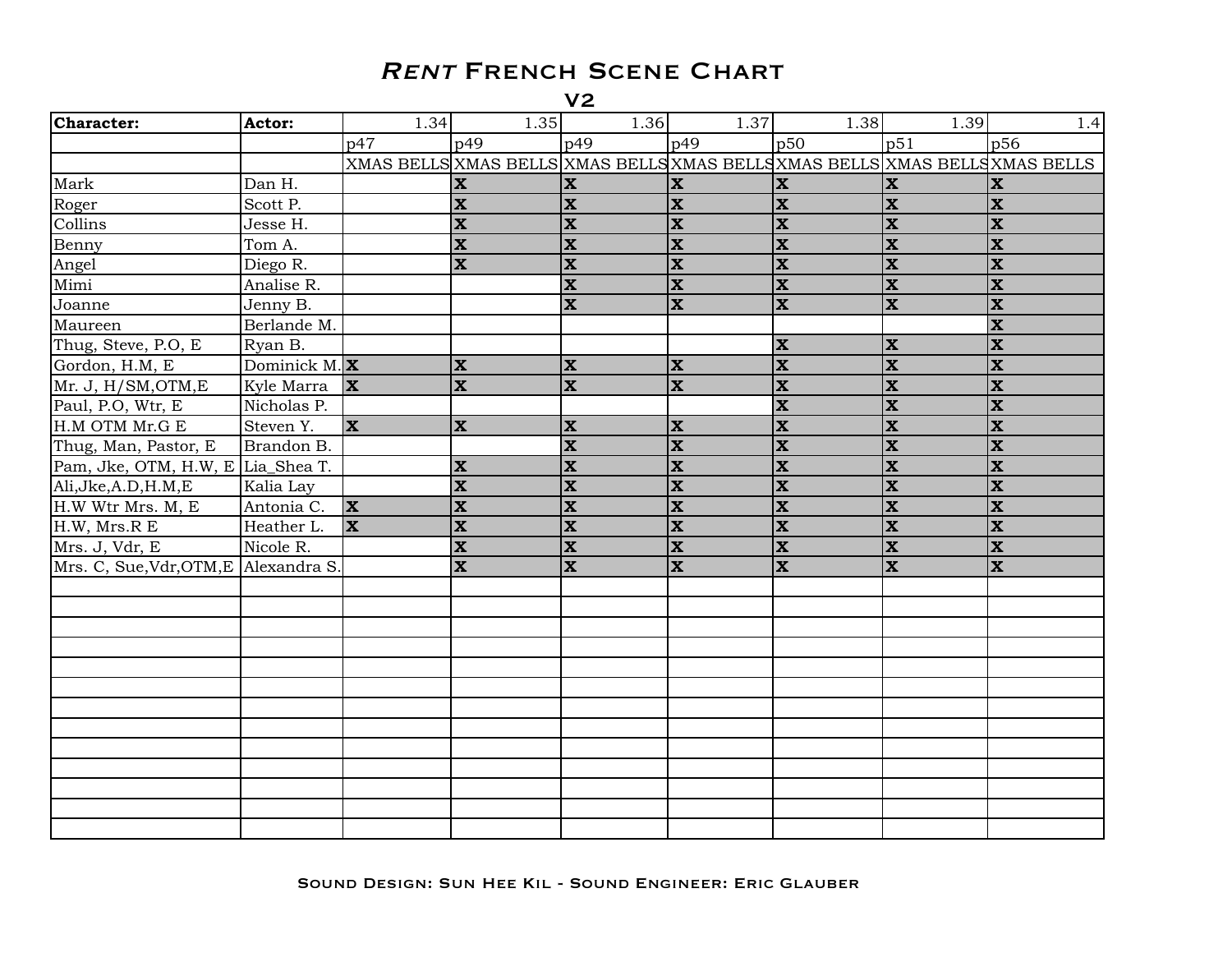# *Rent* French Scene Chart

## V2

| Character: | Actor: | 1.34 | 1.35 | 1.36 | 1.37 | 1.38 | 1.39 | 1.4 |
|---|---|---|---|---|---|---|---|---|
| | | p47 | p49 | p49 | p49 | p50 | p51 | p56 |
| | | XMAS BELLS | XMAS BELLS | XMAS BELLS | XMAS BELLS | XMAS BELLS | XMAS BELLS | XMAS BELLS |
| Mark | Dan H. | | X | X | X | X | X | X |
| Roger | Scott P. | | X | X | X | X | X | X |
| Collins | Jesse H. | | X | X | X | X | X | X |
| Benny | Tom A. | | X | X | X | X | X | X |
| Angel | Diego R. | | X | X | X | X | X | X |
| Mimi | Analise R. | | | X | X | X | X | X |
| Joanne | Jenny B. | | | X | X | X | X | X |
| Maureen | Berlande M. | | | | | | | X |
| Thug, Steve, P.O, E | Ryan B. | | | | | X | X | X |
| Gordon, H.M, E | Dominick M. | X | X | X | X | X | X | X |
| Mr. J, H/SM,OTM,E | Kyle Marra | X | X | X | X | X | X | X |
| Paul, P.O, Wtr, E | Nicholas P. | | | | | X | X | X |
| H.M OTM Mr.G E | Steven Y. | X | X | X | X | X | X | X |
| Thug, Man, Pastor, E | Brandon B. | | | X | X | X | X | X |
| Pam, Jke, OTM, H.W, E | Lia_Shea T. | | X | X | X | X | X | X |
| Ali,Jke,A.D,H.M,E | Kalia Lay | | X | X | X | X | X | X |
| H.W Wtr Mrs. M, E | Antonia C. | X | X | X | X | X | X | X |
| H.W, Mrs.R E | Heather L. | X | X | X | X | X | X | X |
| Mrs. J, Vdr, E | Nicole R. | | X | X | X | X | X | X |
| Mrs. C, Sue,Vdr,OTM,E | Alexandra S. | | X | X | X | X | X | X |
| | | | | | | | | |
| | | | | | | | | |
| | | | | | | | | |
| | | | | | | | | |
| | | | | | | | | |
| | | | | | | | | |
| | | | | | | | | |
| | | | | | | | | |
| | | | | | | | | |
| | | | | | | | | |
| | | | | | | | | |
| | | | | | | | | |
| | | | | | | | | |

Sound Design: Sun Hee Kil - Sound Engineer: Eric Glauber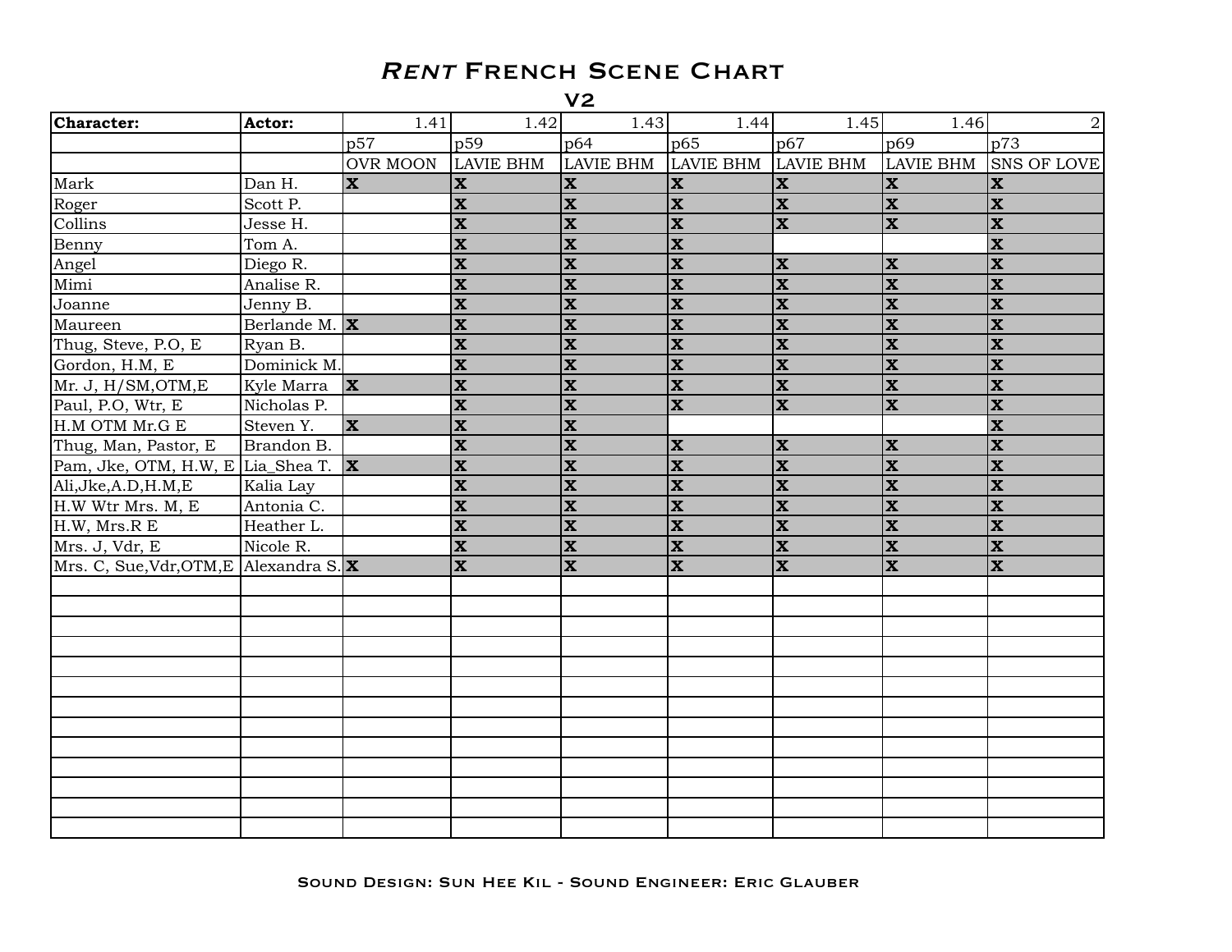# *RENT* French Scene Chart

## V2

| Character: | Actor: | 1.41 | 1.42 | 1.43 | 1.44 | 1.45 | 1.46 | 2 |
|---|---|---|---|---|---|---|---|---|
| | | p57 | p59 | p64 | p65 | p67 | p69 | p73 |
| | | OVR MOON | LAVIE BHM | LAVIE BHM | LAVIE BHM | LAVIE BHM | LAVIE BHM | SNS OF LOVE |
| Mark | Dan H. | X | X | X | X | X | X | X |
| Roger | Scott P. | | X | X | X | X | X | X |
| Collins | Jesse H. | | X | X | X | X | X | X |
| Benny | Tom A. | | X | X | X | | | X |
| Angel | Diego R. | | X | X | X | X | X | X |
| Mimi | Analise R. | | X | X | X | X | X | X |
| Joanne | Jenny B. | | X | X | X | X | X | X |
| Maureen | Berlande M. | X | X | X | X | X | X | X |
| Thug, Steve, P.O, E | Ryan B. | | X | X | X | X | X | X |
| Gordon, H.M, E | Dominick M. | | X | X | X | X | X | X |
| Mr. J, H/SM,OTM,E | Kyle Marra | X | X | X | X | X | X | X |
| Paul, P.O, Wtr, E | Nicholas P. | | X | X | X | X | X | X |
| H.M OTM Mr.G E | Steven Y. | X | X | X | | | | X |
| Thug, Man, Pastor, E | Brandon B. | | X | X | X | X | X | X |
| Pam, Jke, OTM, H.W, E | Lia_Shea T. | X | X | X | X | X | X | X |
| Ali,Jke,A.D,H.M,E | Kalia Lay | | X | X | X | X | X | X |
| H.W Wtr Mrs. M, E | Antonia C. | | X | X | X | X | X | X |
| H.W, Mrs.R E | Heather L. | | X | X | X | X | X | X |
| Mrs. J, Vdr, E | Nicole R. | | X | X | X | X | X | X |
| Mrs. C, Sue,Vdr,OTM,E | Alexandra S. | X | X | X | X | X | X | X |
| | | | | | | | | |
| | | | | | | | | |
| | | | | | | | | |
| | | | | | | | | |
| | | | | | | | | |
| | | | | | | | | |
| | | | | | | | | |
| | | | | | | | | |
| | | | | | | | | |
| | | | | | | | | |
| | | | | | | | | |
| | | | | | | | | |
| | | | | | | | | |

Sound Design: Sun Hee Kil - Sound Engineer: Eric Glauber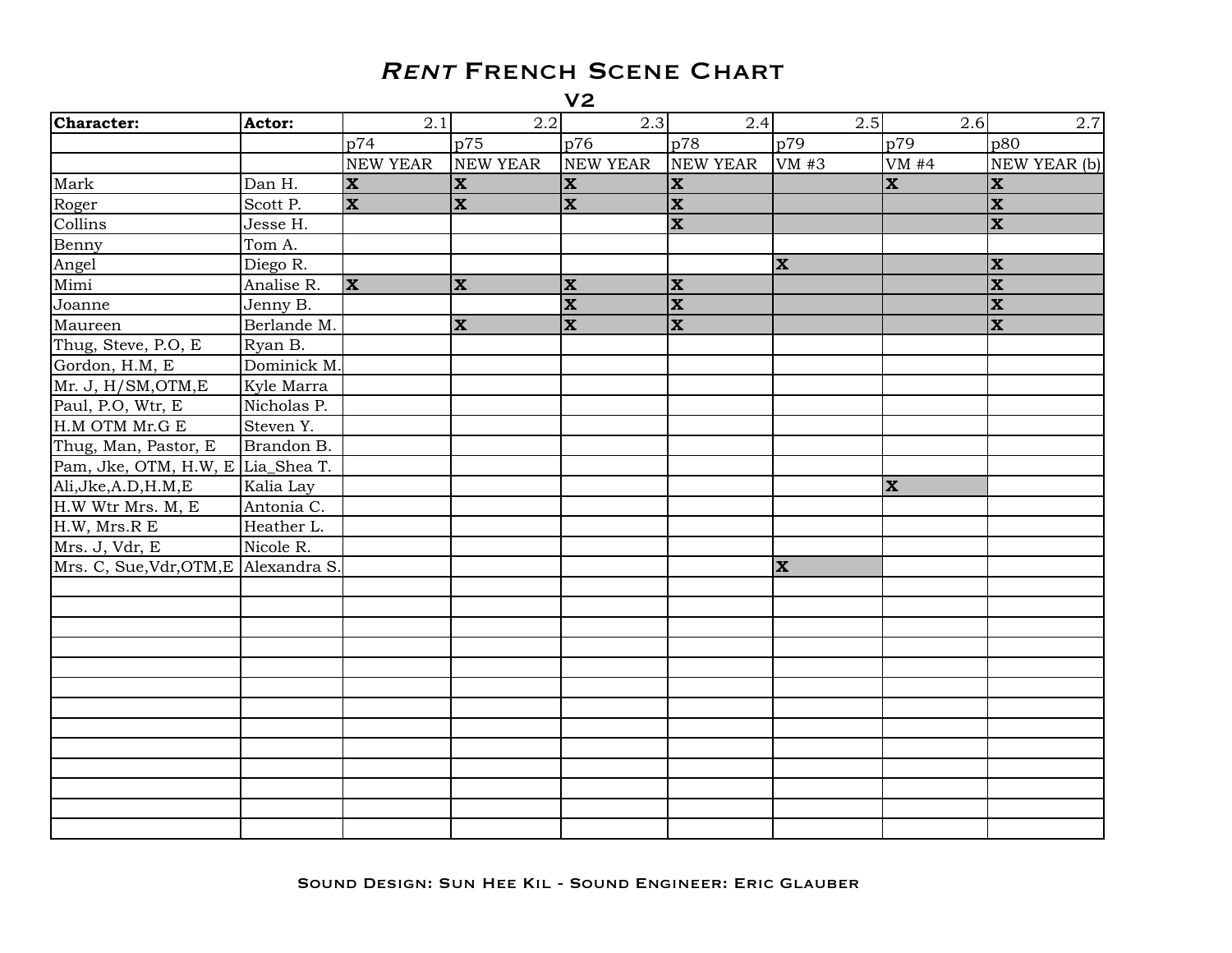# *Rent* French Scene Chart

## V2

| Character: | Actor: | 2.1 | 2.2 | 2.3 | 2.4 | 2.5 | 2.6 | 2.7 |
|---|---|---|---|---|---|---|---|---|
| | | p74 | p75 | p76 | p78 | p79 | p79 | p80 |
| | | NEW YEAR | NEW YEAR | NEW YEAR | NEW YEAR | VM #3 | VM #4 | NEW YEAR (b) |
| Mark | Dan H. | X | X | X | X | | X | X |
| Roger | Scott P. | X | X | X | X | | | X |
| Collins | Jesse H. | | | | X | | | X |
| Benny | Tom A. | | | | | | | |
| Angel | Diego R. | | | | | X | | X |
| Mimi | Analise R. | X | X | X | X | | | X |
| Joanne | Jenny B. | | | X | X | | | X |
| Maureen | Berlande M. | | X | X | X | | | X |
| Thug, Steve, P.O, E | Ryan B. | | | | | | | |
| Gordon, H.M, E | Dominick M. | | | | | | | |
| Mr. J, H/SM,OTM,E | Kyle Marra | | | | | | | |
| Paul, P.O, Wtr, E | Nicholas P. | | | | | | | |
| H.M OTM Mr.G E | Steven Y. | | | | | | | |
| Thug, Man, Pastor, E | Brandon B. | | | | | | | |
| Pam, Jke, OTM, H.W, E | Lia_Shea T. | | | | | | | |
| Ali,Jke,A.D,H.M,E | Kalia Lay | | | | | | X | |
| H.W Wtr Mrs. M, E | Antonia C. | | | | | | | |
| H.W, Mrs.R E | Heather L. | | | | | | | |
| Mrs. J, Vdr, E | Nicole R. | | | | | | | |
| Mrs. C, Sue,Vdr,OTM,E | Alexandra S. | | | | | X | | |
| | | | | | | | | |
| | | | | | | | | |
| | | | | | | | | |
| | | | | | | | | |
| | | | | | | | | |
| | | | | | | | | |
| | | | | | | | | |
| | | | | | | | | |
| | | | | | | | | |
| | | | | | | | | |
| | | | | | | | | |
| | | | | | | | | |
| | | | | | | | | |

Sound Design: Sun Hee Kil - Sound Engineer: Eric Glauber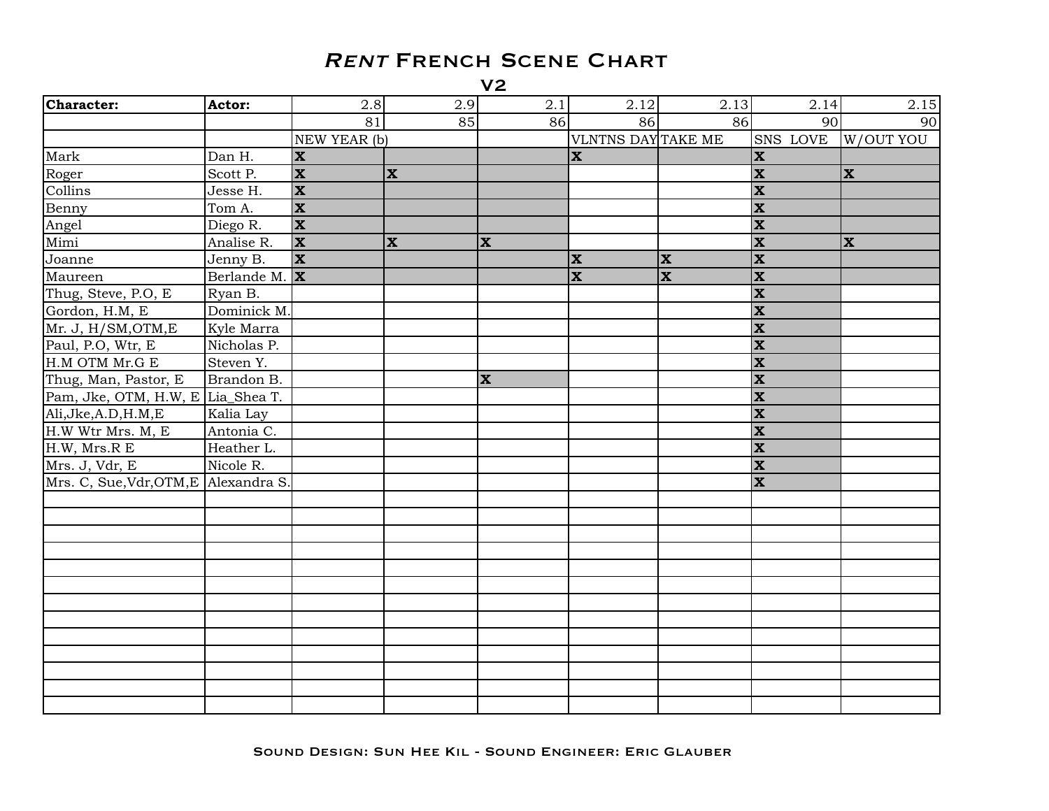# *Rent* French Scene Chart

## V2

| Character: | Actor: | 2.8 | 2.9 | 2.1 | 2.12 | 2.13 | 2.14 | 2.15 |
|---|---|---|---|---|---|---|---|---|
| | | 81 | 85 | 86 | 86 | 86 | 90 | 90 |
| | | NEW YEAR (b) | | | VLNTNS DAY | TAKE ME | SNS LOVE | W/OUT YOU |
| Mark | Dan H. | X | | | X | | X | |
| Roger | Scott P. | X | X | | | | X | X |
| Collins | Jesse H. | X | | | | | X | |
| Benny | Tom A. | X | | | | | X | |
| Angel | Diego R. | X | | | | | X | |
| Mimi | Analise R. | X | X | X | | | X | X |
| Joanne | Jenny B. | X | | | X | X | X | |
| Maureen | Berlande M. | X | | | X | X | X | |
| Thug, Steve, P.O, E | Ryan B. | | | | | | X | |
| Gordon, H.M, E | Dominick M. | | | | | | X | |
| Mr. J, H/SM,OTM,E | Kyle Marra | | | | | | X | |
| Paul, P.O, Wtr, E | Nicholas P. | | | | | | X | |
| H.M OTM Mr.G E | Steven Y. | | | | | | X | |
| Thug, Man, Pastor, E | Brandon B. | | | X | | | X | |
| Pam, Jke, OTM, H.W, E | Lia_Shea T. | | | | | | X | |
| Ali,Jke,A.D,H.M,E | Kalia Lay | | | | | | X | |
| H.W Wtr Mrs. M, E | Antonia C. | | | | | | X | |
| H.W, Mrs.R E | Heather L. | | | | | | X | |
| Mrs. J, Vdr, E | Nicole R. | | | | | | X | |
| Mrs. C, Sue,Vdr,OTM,E | Alexandra S. | | | | | | X | |
| | | | | | | | | |
| | | | | | | | | |
| | | | | | | | | |
| | | | | | | | | |
| | | | | | | | | |
| | | | | | | | | |
| | | | | | | | | |
| | | | | | | | | |
| | | | | | | | | |
| | | | | | | | | |
| | | | | | | | | |
| | | | | | | | | |
| | | | | | | | | |

Sound Design: Sun Hee Kil - Sound Engineer: Eric Glauber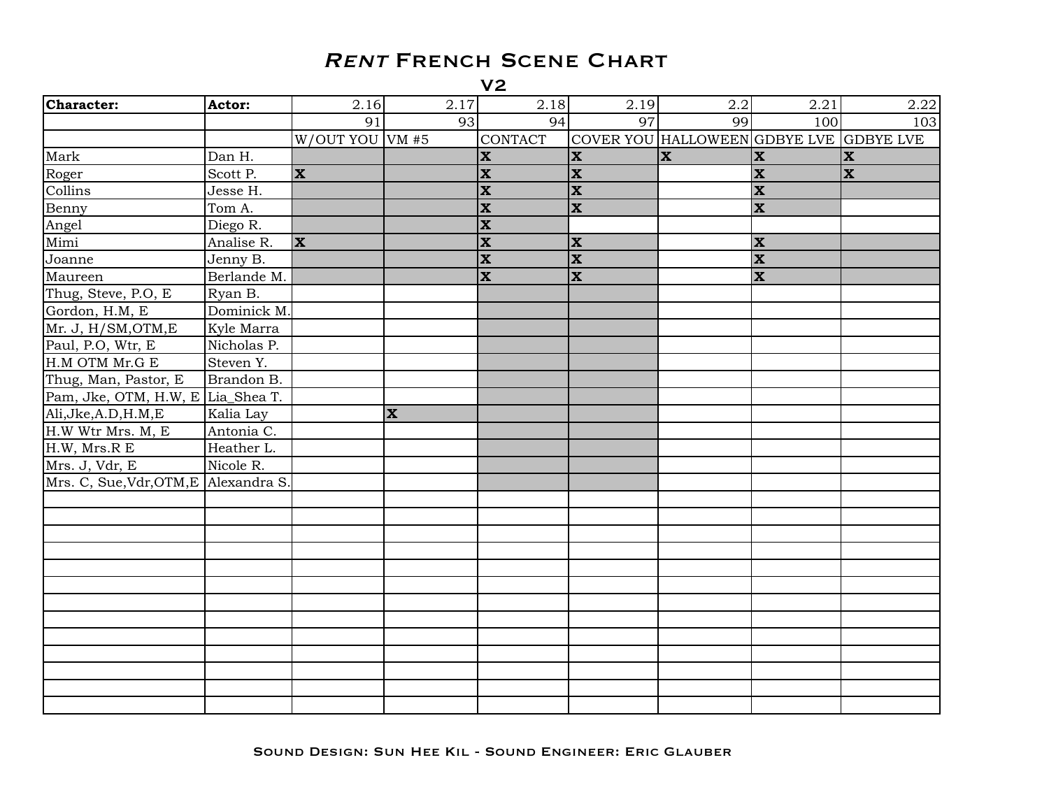# *RENT* French Scene Chart

## V2

| Character: | Actor: | 2.16 | 2.17 | 2.18 | 2.19 | 2.2 | 2.21 | 2.22 |
|---|---|---|---|---|---|---|---|---|
| | | 91 | 93 | 94 | 97 | 99 | 100 | 103 |
| | | W/OUT YOU | VM #5 | CONTACT | COVER YOU | HALLOWEEN | GDBYE LVE | GDBYE LVE |
| Mark | Dan H. | | | X | X | X | X | X |
| Roger | Scott P. | X | | X | X | | X | X |
| Collins | Jesse H. | | | X | X | | X | |
| Benny | Tom A. | | | X | X | | X | |
| Angel | Diego R. | | | X | | | | |
| Mimi | Analise R. | X | | X | X | | X | |
| Joanne | Jenny B. | | | X | X | | X | |
| Maureen | Berlande M. | | | X | X | | X | |
| Thug, Steve, P.O, E | Ryan B. | | | | | | | |
| Gordon, H.M, E | Dominick M. | | | | | | | |
| Mr. J, H/SM,OTM,E | Kyle Marra | | | | | | | |
| Paul, P.O, Wtr, E | Nicholas P. | | | | | | | |
| H.M OTM Mr.G E | Steven Y. | | | | | | | |
| Thug, Man, Pastor, E | Brandon B. | | | | | | | |
| Pam, Jke, OTM, H.W, E | Lia_Shea T. | | | | | | | |
| Ali,Jke,A.D,H.M,E | Kalia Lay | | X | | | | | |
| H.W Wtr Mrs. M, E | Antonia C. | | | | | | | |
| H.W, Mrs.R E | Heather L. | | | | | | | |
| Mrs. J, Vdr, E | Nicole R. | | | | | | | |
| Mrs. C, Sue,Vdr,OTM,E | Alexandra S. | | | | | | | |

Sound Design: Sun Hee Kil - Sound Engineer: Eric Glauber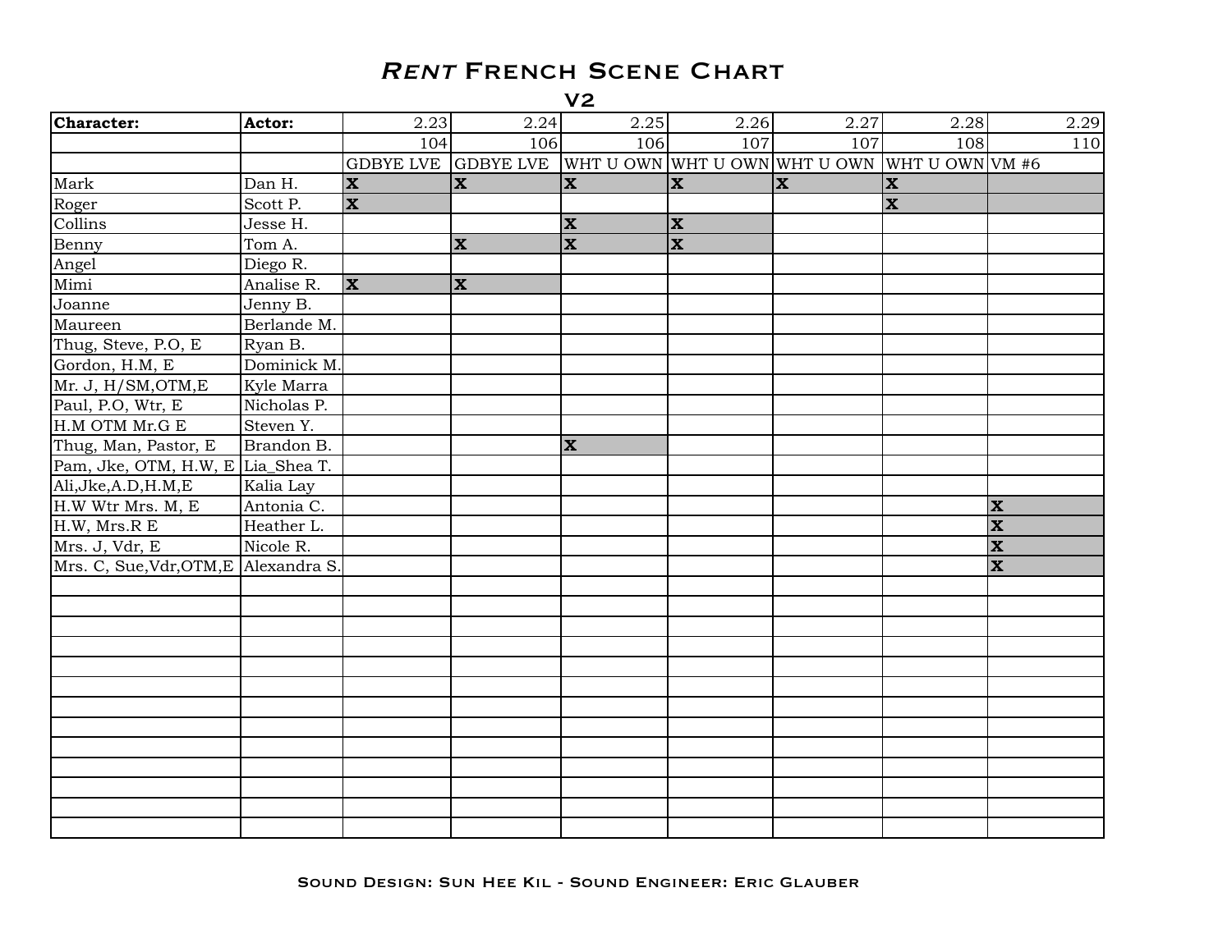# *Rent* French Scene Chart

## V2

| Character: | Actor: | 2.23 | 2.24 | 2.25 | 2.26 | 2.27 | 2.28 | 2.29 |
|---|---|---|---|---|---|---|---|---|
| | | 104 | 106 | 106 | 107 | 107 | 108 | 110 |
| | | GDBYE LVE | GDBYE LVE | WHT U OWN | WHT U OWN | WHT U OWN | WHT U OWN | VM #6 |
| Mark | Dan H. | X | X | X | X | X | X | |
| Roger | Scott P. | X | | | | | X | |
| Collins | Jesse H. | | | X | X | | | |
| Benny | Tom A. | | X | X | X | | | |
| Angel | Diego R. | | | | | | | |
| Mimi | Analise R. | X | X | | | | | |
| Joanne | Jenny B. | | | | | | | |
| Maureen | Berlande M. | | | | | | | |
| Thug, Steve, P.O, E | Ryan B. | | | | | | | |
| Gordon, H.M, E | Dominick M. | | | | | | | |
| Mr. J, H/SM,OTM,E | Kyle Marra | | | | | | | |
| Paul, P.O, Wtr, E | Nicholas P. | | | | | | | |
| H.M OTM Mr.G E | Steven Y. | | | | | | | |
| Thug, Man, Pastor, E | Brandon B. | | | X | | | | |
| Pam, Jke, OTM, H.W, E | Lia_Shea T. | | | | | | | |
| Ali,Jke,A.D,H.M,E | Kalia Lay | | | | | | | |
| H.W Wtr Mrs. M, E | Antonia C. | | | | | | | X |
| H.W, Mrs.R E | Heather L. | | | | | | | X |
| Mrs. J, Vdr, E | Nicole R. | | | | | | | X |
| Mrs. C, Sue,Vdr,OTM,E | Alexandra S. | | | | | | | X |

Sound Design: Sun Hee Kil - Sound Engineer: Eric Glauber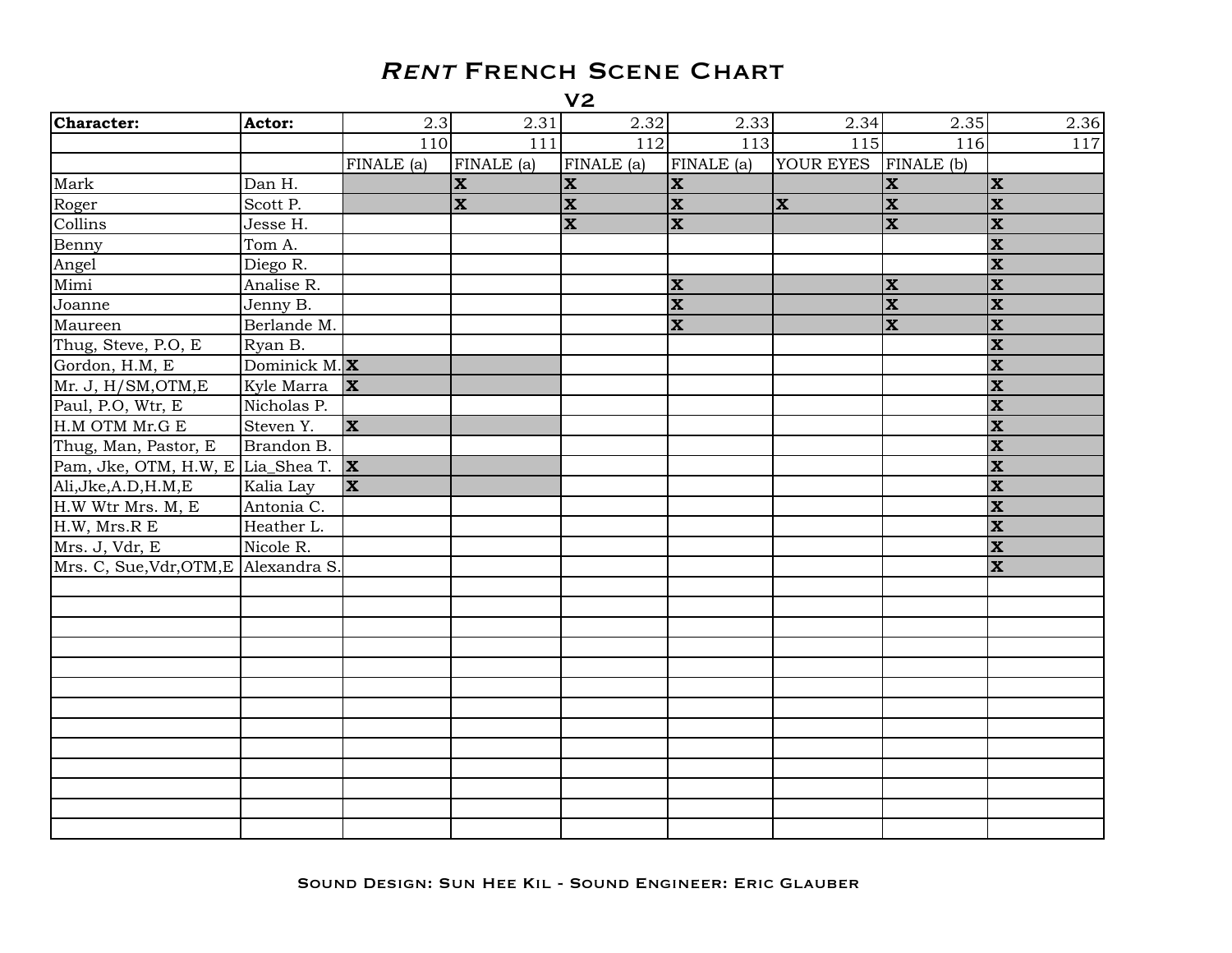# *RENT* French Scene Chart

## V2

| Character: | Actor: | 2.3 | 2.31 | 2.32 | 2.33 | 2.34 | 2.35 | 2.36 |
|---|---|---|---|---|---|---|---|---|
| | | 110 | 111 | 112 | 113 | 115 | 116 | 117 |
| | | FINALE (a) | FINALE (a) | FINALE (a) | FINALE (a) | YOUR EYES | FINALE (b) | |
| Mark | Dan H. | | X | X | X | | X | X |
| Roger | Scott P. | | X | X | X | X | X | X |
| Collins | Jesse H. | | | X | X | | X | X |
| Benny | Tom A. | | | | | | | X |
| Angel | Diego R. | | | | | | | X |
| Mimi | Analise R. | | | | X | | X | X |
| Joanne | Jenny B. | | | | X | | X | X |
| Maureen | Berlande M. | | | | X | | X | X |
| Thug, Steve, P.O, E | Ryan B. | | | | | | | X |
| Gordon, H.M, E | Dominick M. | X | | | | | | X |
| Mr. J, H/SM,OTM,E | Kyle Marra | X | | | | | | X |
| Paul, P.O, Wtr, E | Nicholas P. | | | | | | | X |
| H.M OTM Mr.G E | Steven Y. | X | | | | | | X |
| Thug, Man, Pastor, E | Brandon B. | | | | | | | X |
| Pam, Jke, OTM, H.W, E | Lia_Shea T. | X | | | | | | X |
| Ali,Jke,A.D,H.M,E | Kalia Lay | X | | | | | | X |
| H.W Wtr Mrs. M, E | Antonia C. | | | | | | | X |
| H.W, Mrs.R E | Heather L. | | | | | | | X |
| Mrs. J, Vdr, E | Nicole R. | | | | | | | X |
| Mrs. C, Sue,Vdr,OTM,E | Alexandra S. | | | | | | | X |
| | | | | | | | | |
| | | | | | | | | |
| | | | | | | | | |
| | | | | | | | | |
| | | | | | | | | |
| | | | | | | | | |
| | | | | | | | | |
| | | | | | | | | |
| | | | | | | | | |
| | | | | | | | | |
| | | | | | | | | |
| | | | | | | | | |
| | | | | | | | | |

Sound Design: Sun Hee Kil - Sound Engineer: Eric Glauber